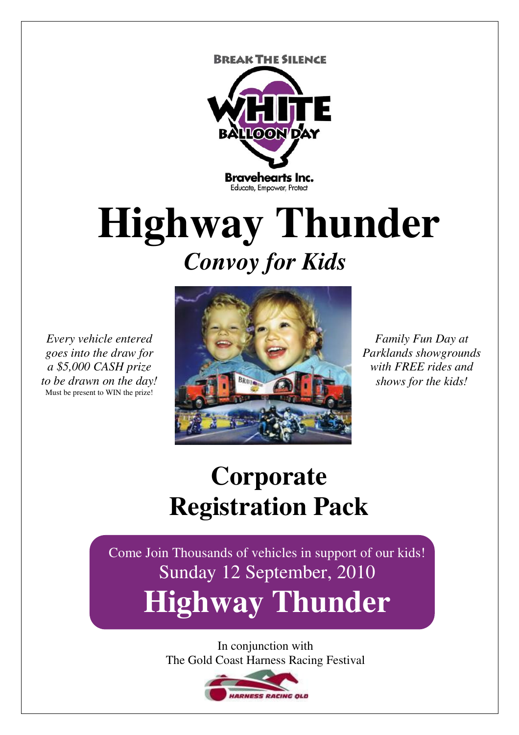BREAK THE SILENCE

WHITE BALLOON DAY

Bravehearts Inc.
Educate, Empower, Protect

# Highway Thunder

## *Convoy for Kids*

*Every vehicle entered goes into the draw for a $5,000 CASH prize to be drawn on the day!*
Must be present to WIN the prize!

*Family Fun Day at Parklands showgrounds with FREE rides and shows for the kids!*

# Corporate Registration Pack

Come Join Thousands of vehicles in support of our kids!
Sunday 12 September, 2010

**Highway Thunder**

In conjunction with
The Gold Coast Harness Racing Festival

HARNESS RACING QLD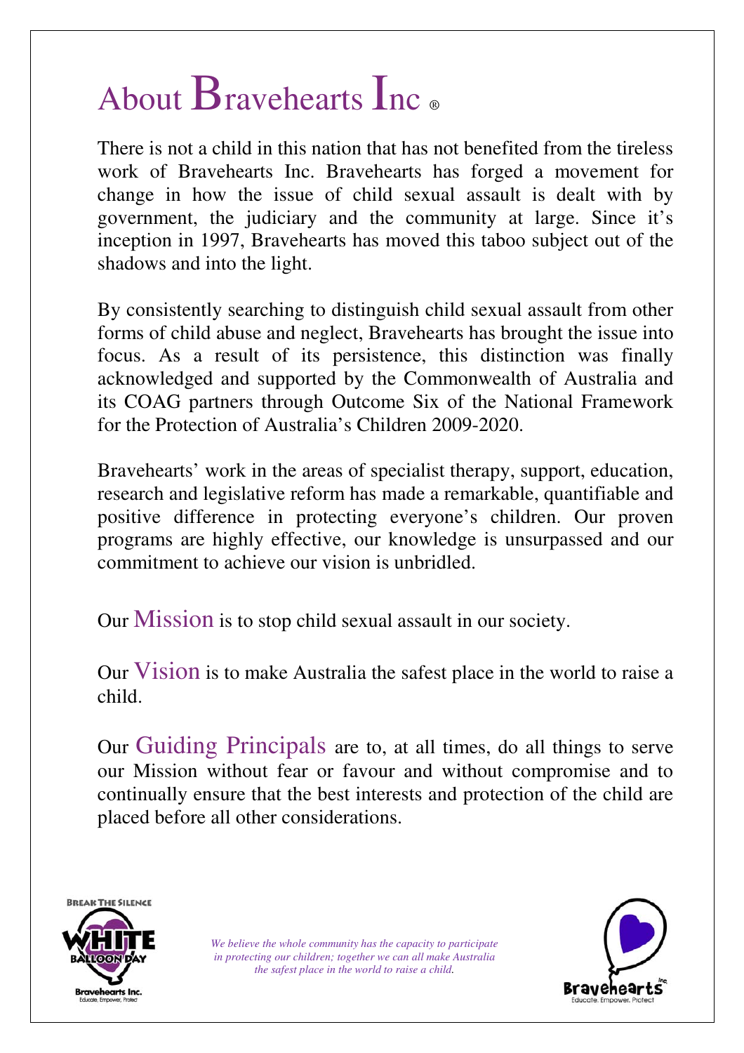# About Bravehearts Inc ®

There is not a child in this nation that has not benefited from the tireless work of Bravehearts Inc. Bravehearts has forged a movement for change in how the issue of child sexual assault is dealt with by government, the judiciary and the community at large. Since it's inception in 1997, Bravehearts has moved this taboo subject out of the shadows and into the light.

By consistently searching to distinguish child sexual assault from other forms of child abuse and neglect, Bravehearts has brought the issue into focus. As a result of its persistence, this distinction was finally acknowledged and supported by the Commonwealth of Australia and its COAG partners through Outcome Six of the National Framework for the Protection of Australia's Children 2009-2020.

Bravehearts' work in the areas of specialist therapy, support, education, research and legislative reform has made a remarkable, quantifiable and positive difference in protecting everyone's children. Our proven programs are highly effective, our knowledge is unsurpassed and our commitment to achieve our vision is unbridled.

Our Mission is to stop child sexual assault in our society.

Our Vision is to make Australia the safest place in the world to raise a child.

Our Guiding Principals are to, at all times, do all things to serve our Mission without fear or favour and without compromise and to continually ensure that the best interests and protection of the child are placed before all other considerations.

BREAK THE SILENCE WHITE BALLOON DAY Bravehearts Inc. Educate, Empower, Protect

*We believe the whole community has the capacity to participate in protecting our children; together we can all make Australia the safest place in the world to raise a child.*

Bravehearts Inc. Educate. Empower. Protect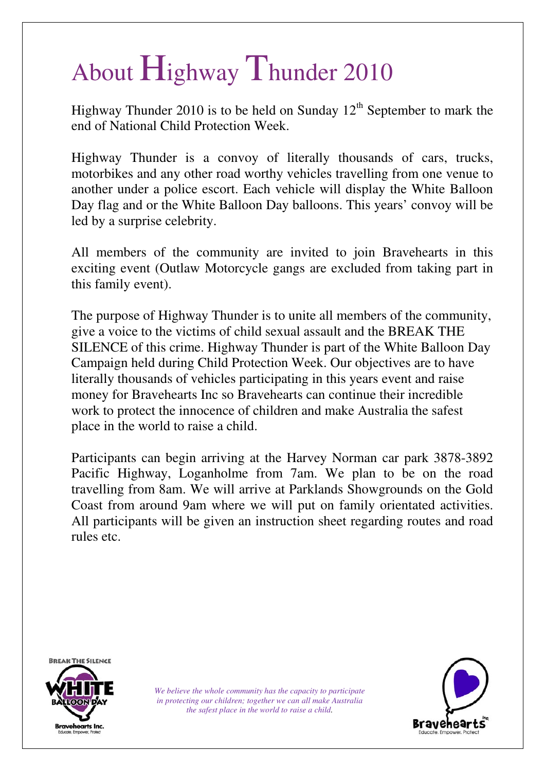# About Highway Thunder 2010

Highway Thunder 2010 is to be held on Sunday 12th September to mark the end of National Child Protection Week.

Highway Thunder is a convoy of literally thousands of cars, trucks, motorbikes and any other road worthy vehicles travelling from one venue to another under a police escort. Each vehicle will display the White Balloon Day flag and or the White Balloon Day balloons. This years' convoy will be led by a surprise celebrity.

All members of the community are invited to join Bravehearts in this exciting event (Outlaw Motorcycle gangs are excluded from taking part in this family event).

The purpose of Highway Thunder is to unite all members of the community, give a voice to the victims of child sexual assault and the BREAK THE SILENCE of this crime. Highway Thunder is part of the White Balloon Day Campaign held during Child Protection Week. Our objectives are to have literally thousands of vehicles participating in this years event and raise money for Bravehearts Inc so Bravehearts can continue their incredible work to protect the innocence of children and make Australia the safest place in the world to raise a child.

Participants can begin arriving at the Harvey Norman car park 3878-3892 Pacific Highway, Loganholme from 7am. We plan to be on the road travelling from 8am. We will arrive at Parklands Showgrounds on the Gold Coast from around 9am where we will put on family orientated activities. All participants will be given an instruction sheet regarding routes and road rules etc.

BREAK THE SILENCE
WHITE BALLOON DAY
Bravehearts Inc.
Educate, Empower, Protect

*We believe the whole community has the capacity to participate in protecting our children; together we can all make Australia the safest place in the world to raise a child.*

Bravehearts Inc.
Educate. Empower. Protect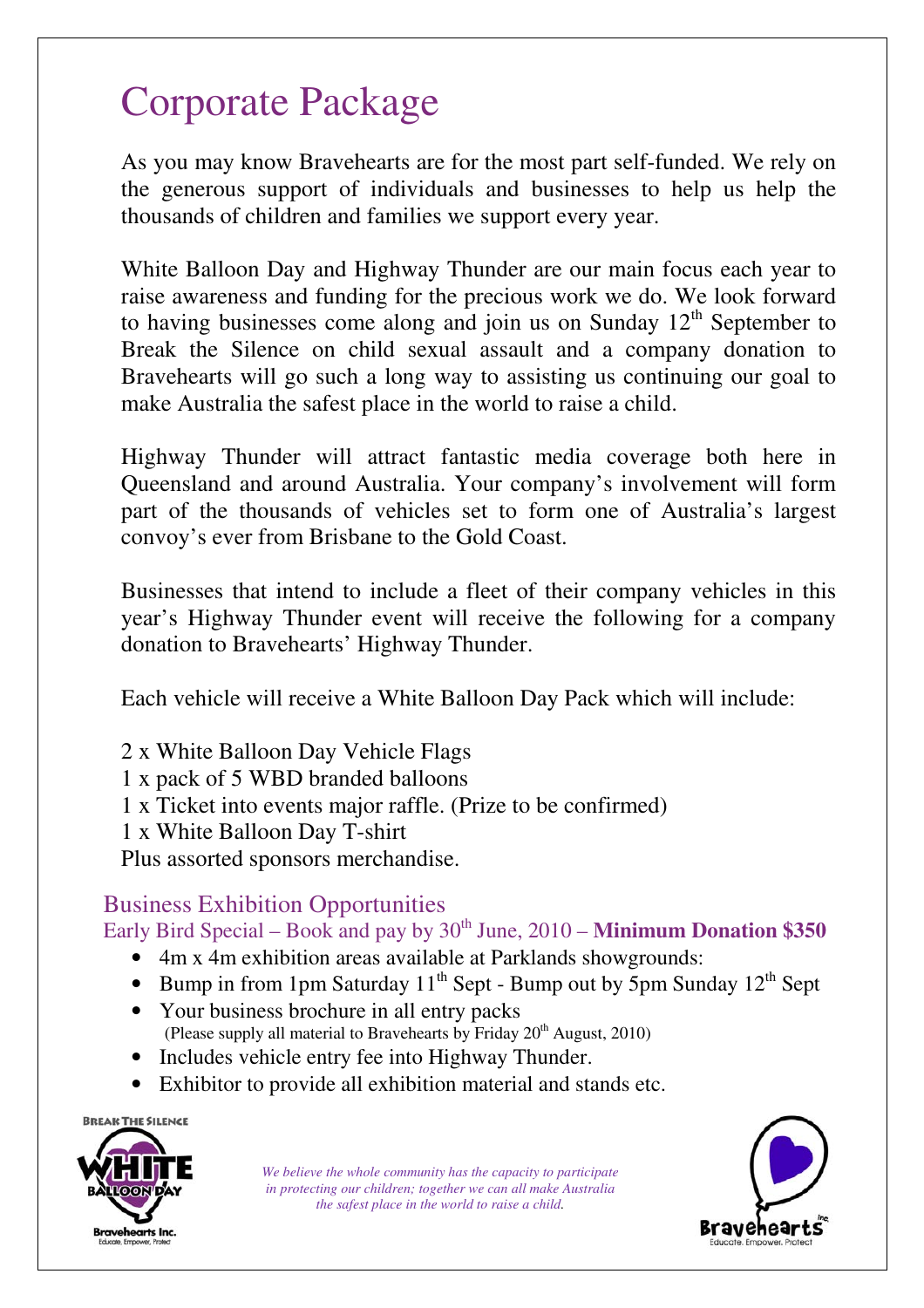# Corporate Package

As you may know Bravehearts are for the most part self-funded. We rely on the generous support of individuals and businesses to help us help the thousands of children and families we support every year.

White Balloon Day and Highway Thunder are our main focus each year to raise awareness and funding for the precious work we do. We look forward to having businesses come along and join us on Sunday 12th September to Break the Silence on child sexual assault and a company donation to Bravehearts will go such a long way to assisting us continuing our goal to make Australia the safest place in the world to raise a child.

Highway Thunder will attract fantastic media coverage both here in Queensland and around Australia. Your company's involvement will form part of the thousands of vehicles set to form one of Australia's largest convoy's ever from Brisbane to the Gold Coast.

Businesses that intend to include a fleet of their company vehicles in this year's Highway Thunder event will receive the following for a company donation to Bravehearts' Highway Thunder.

Each vehicle will receive a White Balloon Day Pack which will include:

2 x White Balloon Day Vehicle Flags
1 x pack of 5 WBD branded balloons
1 x Ticket into events major raffle. (Prize to be confirmed)
1 x White Balloon Day T-shirt
Plus assorted sponsors merchandise.

## Business Exhibition Opportunities

Early Bird Special – Book and pay by 30th June, 2010 – **Minimum Donation $350**

- 4m x 4m exhibition areas available at Parklands showgrounds:
- Bump in from 1pm Saturday 11th Sept - Bump out by 5pm Sunday 12th Sept
- Your business brochure in all entry packs
  (Please supply all material to Bravehearts by Friday 20th August, 2010)
- Includes vehicle entry fee into Highway Thunder.
- Exhibitor to provide all exhibition material and stands etc.

BREAK THE SILENCE WHITE BALLOON DAY Bravehearts Inc. Educate, Empower, Protect

*We believe the whole community has the capacity to participate in protecting our children; together we can all make Australia the safest place in the world to raise a child.*

Bravehearts Inc. Educate. Empower. Protect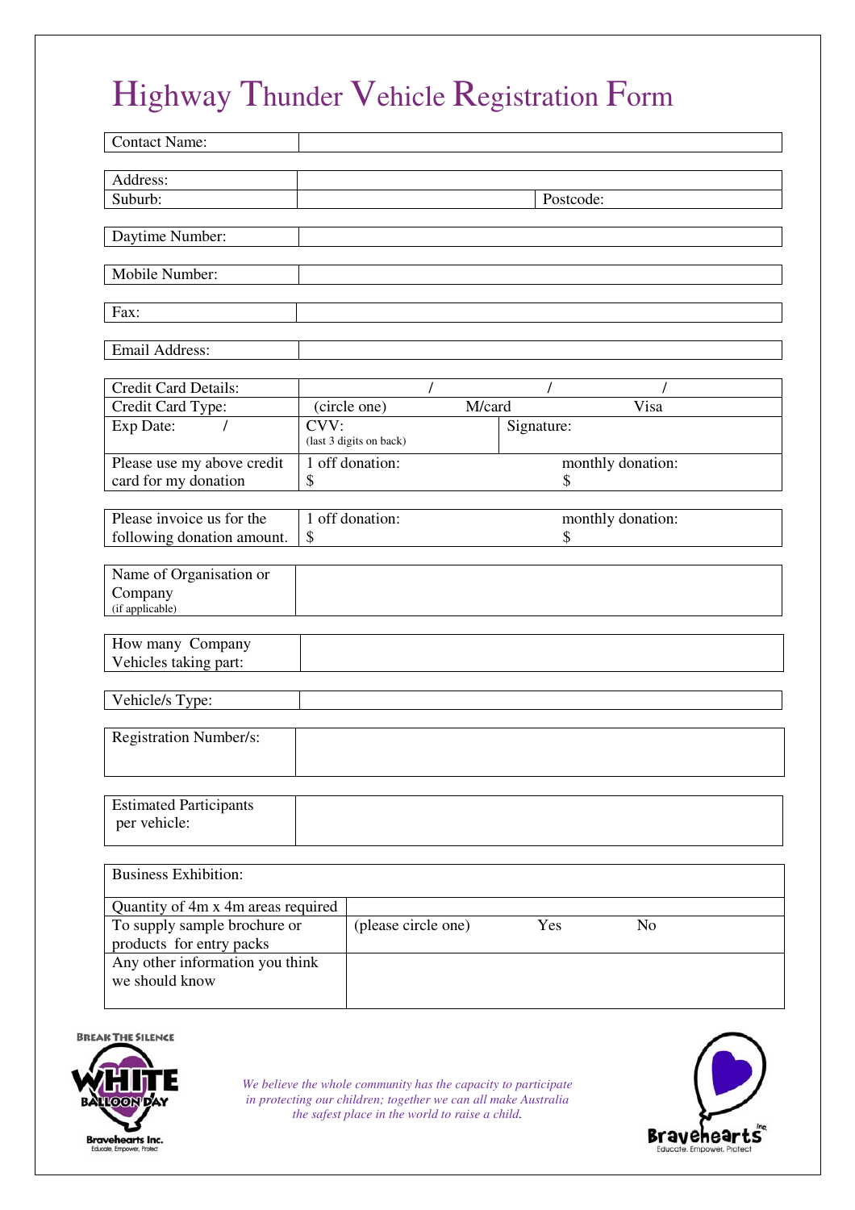# Highway Thunder Vehicle Registration Form

| Contact Name: | |
|---|---|

| Address: | | |
|---|---|---|
| Suburb: | | Postcode: |

| Daytime Number: | |
|---|---|

| Mobile Number: | |
|---|---|

| Fax: | |
|---|---|

| Email Address: | |
|---|---|

| Credit Card Details: | / / / | |
|---|---|---|
| Credit Card Type: | (circle one) M/card Visa | |
| Exp Date: / | CVV: (last 3 digits on back) | Signature: |
| Please use my above credit card for my donation | 1 off donation: $ | monthly donation: $ |

| Please invoice us for the following donation amount. | 1 off donation: $ | monthly donation: $ |
|---|---|---|

| Name of Organisation or Company (if applicable) | |
|---|---|

| How many Company Vehicles taking part: | |
|---|---|

| Vehicle/s Type: | |
|---|---|

| Registration Number/s: | |
|---|---|

| Estimated Participants per vehicle: | |
|---|---|

| Business Exhibition: | |
|---|---|
| Quantity of 4m x 4m areas required | |
| To supply sample brochure or products for entry packs | (please circle one) Yes No |
| Any other information you think we should know | |

BREAK THE SILENCE WHITE BALLOON DAY Bravehearts Inc. Educate, Empower, Protect

*We believe the whole community has the capacity to participate in protecting our children; together we can all make Australia the safest place in the world to raise a child.*

Bravehearts Inc. Educate. Empower. Protect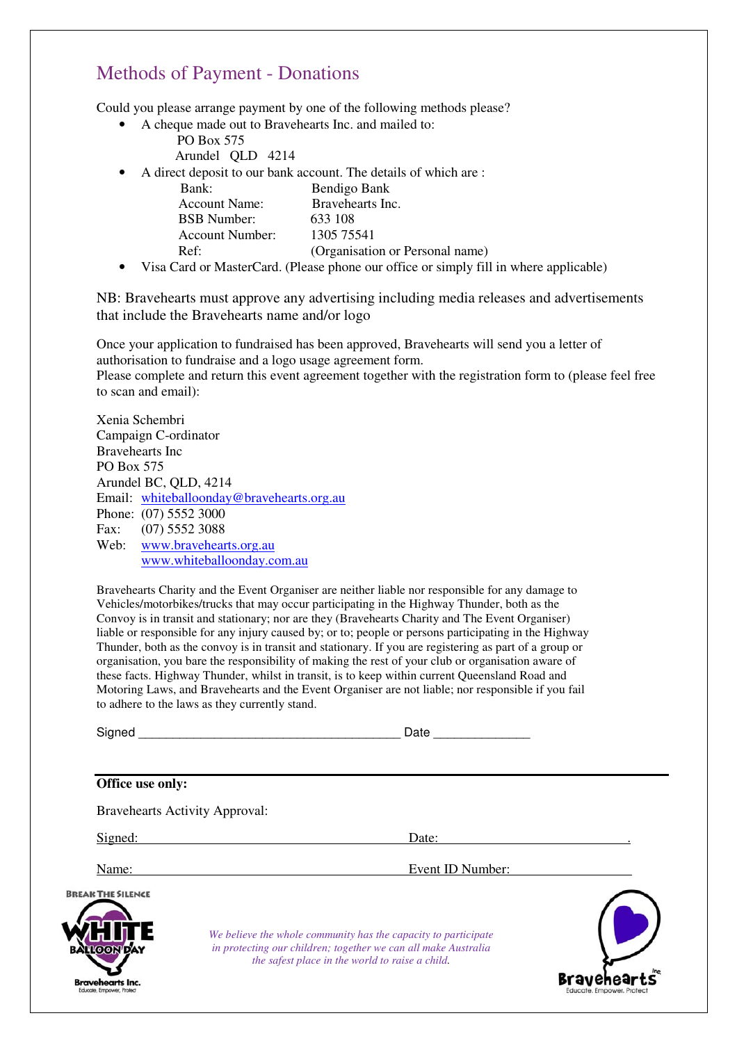# Methods of Payment - Donations

Could you please arrange payment by one of the following methods please?

- A cheque made out to Bravehearts Inc. and mailed to:
  PO Box 575
  Arundel QLD 4214
- A direct deposit to our bank account. The details of which are :

| | |
|---|---|
| Bank: | Bendigo Bank |
| Account Name: | Bravehearts Inc. |
| BSB Number: | 633 108 |
| Account Number: | 1305 75541 |
| Ref: | (Organisation or Personal name) |

- Visa Card or MasterCard. (Please phone our office or simply fill in where applicable)

NB: Bravehearts must approve any advertising including media releases and advertisements that include the Bravehearts name and/or logo

Once your application to fundraised has been approved, Bravehearts will send you a letter of authorisation to fundraise and a logo usage agreement form.
Please complete and return this event agreement together with the registration form to (please feel free to scan and email):

Xenia Schembri
Campaign C-ordinator
Bravehearts Inc
PO Box 575
Arundel BC, QLD, 4214
Email: whiteballoonday@bravehearts.org.au
Phone: (07) 5552 3000
Fax: (07) 5552 3088
Web: www.bravehearts.org.au
www.whiteballoonday.com.au

Bravehearts Charity and the Event Organiser are neither liable nor responsible for any damage to Vehicles/motorbikes/trucks that may occur participating in the Highway Thunder, both as the Convoy is in transit and stationary; nor are they (Bravehearts Charity and The Event Organiser) liable or responsible for any injury caused by; or to; people or persons participating in the Highway Thunder, both as the convoy is in transit and stationary. If you are registering as part of a group or organisation, you bare the responsibility of making the rest of your club or organisation aware of these facts. Highway Thunder, whilst in transit, is to keep within current Queensland Road and Motoring Laws, and Bravehearts and the Event Organiser are not liable; nor responsible if you fail to adhere to the laws as they currently stand.

Signed ______________________________________ Date ______________

---

**Office use only:**

Bravehearts Activity Approval:

Signed: ______________________________________ Date: ______________________.

Name: ______________________________________ Event ID Number: ______________

BREAK THE SILENCE WHITE BALLOON DAY Bravehearts Inc. Educate, Empower, Protect

*We believe the whole community has the capacity to participate in protecting our children; together we can all make Australia the safest place in the world to raise a child.*

Bravehearts Inc. Educate. Empower. Protect